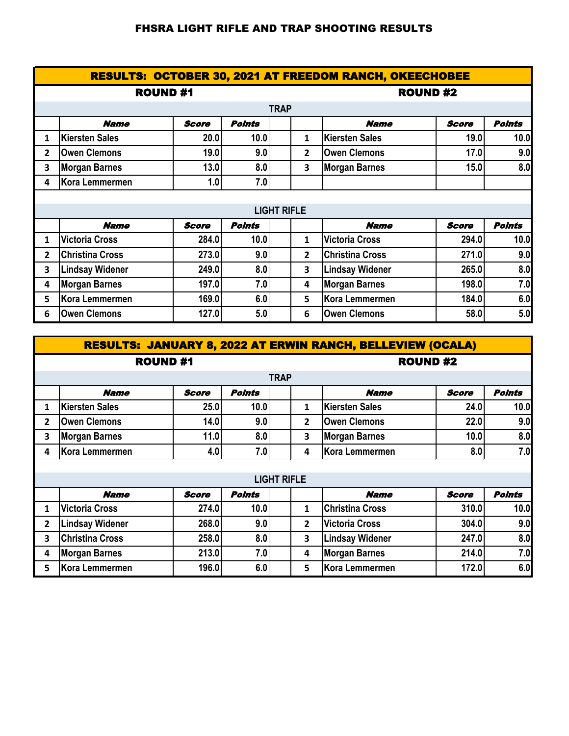# FHSRA LIGHT RIFLE AND TRAP SHOOTING RESULTS

## RESULTS: OCTOBER 30, 2021 AT FREEDOM RANCH, OKEECHOBEE

### TRAP

| ROUND #1 | | | | | ROUND #2 | | | |
|---|---|---|---|---|---|---|---|---|
| | **Name** | **Score** | **Points** | | | **Name** | **Score** | **Points** |
| 1 | Kiersten Sales | 20.0 | 10.0 | | 1 | Kiersten Sales | 19.0 | 10.0 |
| 2 | Owen Clemons | 19.0 | 9.0 | | 2 | Owen Clemons | 17.0 | 9.0 |
| 3 | Morgan Barnes | 13.0 | 8.0 | | 3 | Morgan Barnes | 15.0 | 8.0 |
| 4 | Kora Lemmermen | 1.0 | 7.0 | | | | | |

### LIGHT RIFLE

| ROUND #1 | | | | | ROUND #2 | | | |
|---|---|---|---|---|---|---|---|---|
| | **Name** | **Score** | **Points** | | | **Name** | **Score** | **Points** |
| 1 | Victoria Cross | 284.0 | 10.0 | | 1 | Victoria Cross | 294.0 | 10.0 |
| 2 | Christina Cross | 273.0 | 9.0 | | 2 | Christina Cross | 271.0 | 9.0 |
| 3 | Lindsay Widener | 249.0 | 8.0 | | 3 | Lindsay Widener | 265.0 | 8.0 |
| 4 | Morgan Barnes | 197.0 | 7.0 | | 4 | Morgan Barnes | 198.0 | 7.0 |
| 5 | Kora Lemmermen | 169.0 | 6.0 | | 5 | Kora Lemmermen | 184.0 | 6.0 |
| 6 | Owen Clemons | 127.0 | 5.0 | | 6 | Owen Clemons | 58.0 | 5.0 |

## RESULTS: JANUARY 8, 2022 AT ERWIN RANCH, BELLEVIEW (OCALA)

### TRAP

| ROUND #1 | | | | | ROUND #2 | | | |
|---|---|---|---|---|---|---|---|---|
| | **Name** | **Score** | **Points** | | | **Name** | **Score** | **Points** |
| 1 | Kiersten Sales | 25.0 | 10.0 | | 1 | Kiersten Sales | 24.0 | 10.0 |
| 2 | Owen Clemons | 14.0 | 9.0 | | 2 | Owen Clemons | 22.0 | 9.0 |
| 3 | Morgan Barnes | 11.0 | 8.0 | | 3 | Morgan Barnes | 10.0 | 8.0 |
| 4 | Kora Lemmermen | 4.0 | 7.0 | | 4 | Kora Lemmermen | 8.0 | 7.0 |

### LIGHT RIFLE

| ROUND #1 | | | | | ROUND #2 | | | |
|---|---|---|---|---|---|---|---|---|
| | **Name** | **Score** | **Points** | | | **Name** | **Score** | **Points** |
| 1 | Victoria Cross | 274.0 | 10.0 | | 1 | Christina Cross | 310.0 | 10.0 |
| 2 | Lindsay Widener | 268.0 | 9.0 | | 2 | Victoria Cross | 304.0 | 9.0 |
| 3 | Christina Cross | 258.0 | 8.0 | | 3 | Lindsay Widener | 247.0 | 8.0 |
| 4 | Morgan Barnes | 213.0 | 7.0 | | 4 | Morgan Barnes | 214.0 | 7.0 |
| 5 | Kora Lemmermen | 196.0 | 6.0 | | 5 | Kora Lemmermen | 172.0 | 6.0 |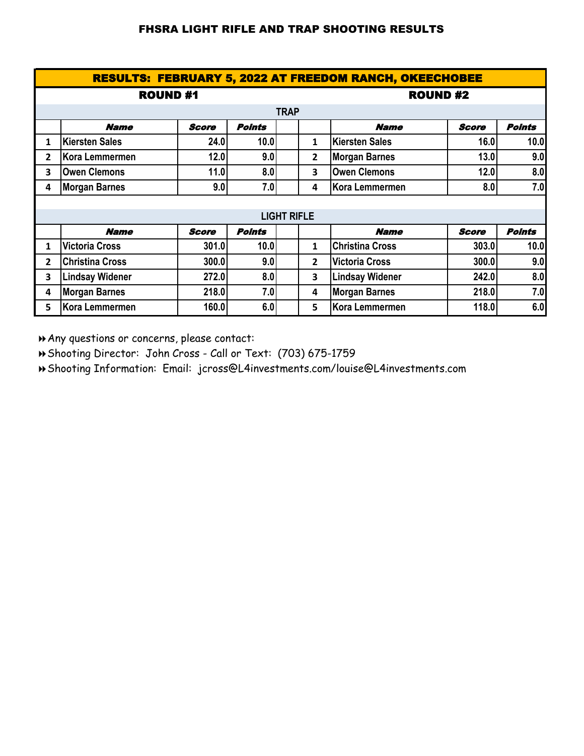# FHSRA LIGHT RIFLE AND TRAP SHOOTING RESULTS

## RESULTS: FEBRUARY 5, 2022 AT FREEDOM RANCH, OKEECHOBEE

| ROUND #1 | | | | | ROUND #2 | | | |
|---|---|---|---|---|---|---|---|---|
| | | | | **TRAP** | | | | |
| | ***Name*** | ***Score*** | ***Points*** | | | ***Name*** | ***Score*** | ***Points*** |
| 1 | Kiersten Sales | 24.0 | 10.0 | | 1 | Kiersten Sales | 16.0 | 10.0 |
| 2 | Kora Lemmermen | 12.0 | 9.0 | | 2 | Morgan Barnes | 13.0 | 9.0 |
| 3 | Owen Clemons | 11.0 | 8.0 | | 3 | Owen Clemons | 12.0 | 8.0 |
| 4 | Morgan Barnes | 9.0 | 7.0 | | 4 | Kora Lemmermen | 8.0 | 7.0 |
| | | | | **LIGHT RIFLE** | | | | |
| | ***Name*** | ***Score*** | ***Points*** | | | ***Name*** | ***Score*** | ***Points*** |
| 1 | Victoria Cross | 301.0 | 10.0 | | 1 | Christina Cross | 303.0 | 10.0 |
| 2 | Christina Cross | 300.0 | 9.0 | | 2 | Victoria Cross | 300.0 | 9.0 |
| 3 | Lindsay Widener | 272.0 | 8.0 | | 3 | Lindsay Widener | 242.0 | 8.0 |
| 4 | Morgan Barnes | 218.0 | 7.0 | | 4 | Morgan Barnes | 218.0 | 7.0 |
| 5 | Kora Lemmermen | 160.0 | 6.0 | | 5 | Kora Lemmermen | 118.0 | 6.0 |

- Any questions or concerns, please contact:
- Shooting Director: John Cross - Call or Text: (703) 675-1759
- Shooting Information: Email: jcross@L4investments.com/louise@L4investments.com